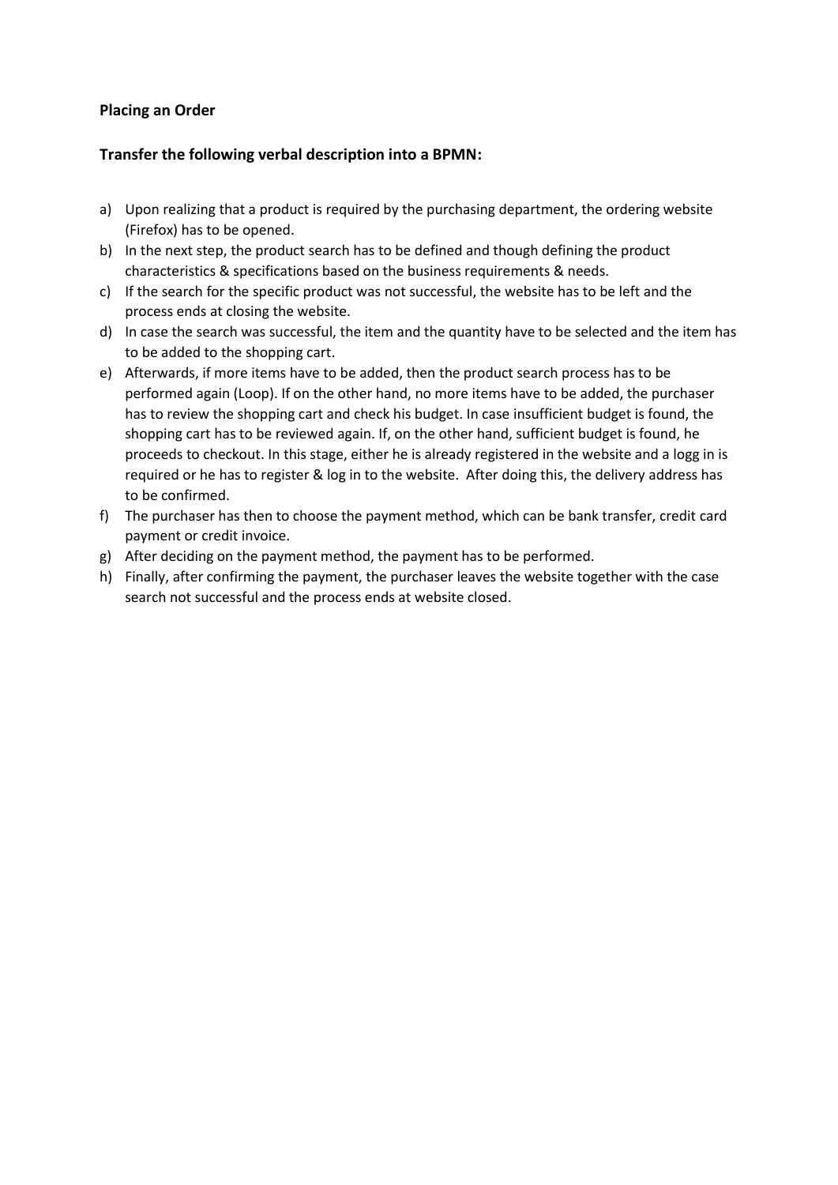**Placing an Order**

**Transfer the following verbal description into a BPMN:**

a) Upon realizing that a product is required by the purchasing department, the ordering website (Firefox) has to be opened.

b) In the next step, the product search has to be defined and though defining the product characteristics & specifications based on the business requirements & needs.

c) If the search for the specific product was not successful, the website has to be left and the process ends at closing the website.

d) In case the search was successful, the item and the quantity have to be selected and the item has to be added to the shopping cart.

e) Afterwards, if more items have to be added, then the product search process has to be performed again (Loop). If on the other hand, no more items have to be added, the purchaser has to review the shopping cart and check his budget. In case insufficient budget is found, the shopping cart has to be reviewed again. If, on the other hand, sufficient budget is found, he proceeds to checkout. In this stage, either he is already registered in the website and a logg in is required or he has to register & log in to the website. After doing this, the delivery address has to be confirmed.

f) The purchaser has then to choose the payment method, which can be bank transfer, credit card payment or credit invoice.

g) After deciding on the payment method, the payment has to be performed.

h) Finally, after confirming the payment, the purchaser leaves the website together with the case search not successful and the process ends at website closed.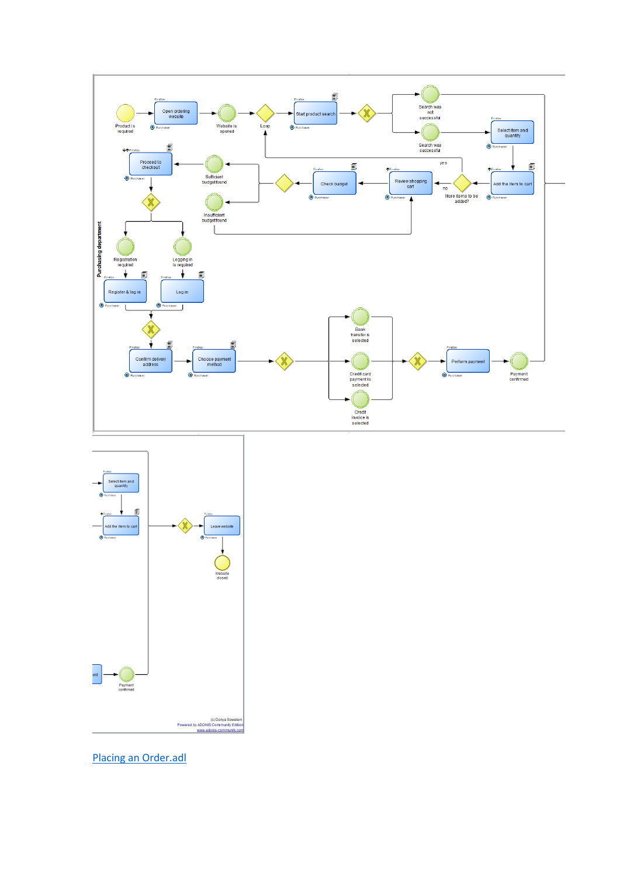Purchasing department

Product is required

Open ordering website

Website is opened

Loop

Start product search

Search was not successful

Search was successful

Select item and quantity

Add the item to cart

More items to be added?

yes

no

Review shopping cart

Check budget

Sufficient budget found

Insufficient budget found

Proceed to checkout

Registration required

Logging in is required

Register & log in

Log in

Confirm delivery address

Choose payment method

Bank transfer is selected

Credit card payment is selected

Credit invoice is selected

Perform payment

Payment confirmed

Select item and quantity

Add the item to cart

Leave website

Website closed

Payment confirmed

(c) Donya Sowelem
Powered by ADONIS:Community Edition
www.adonis-community.com

[Placing an Order.adl]